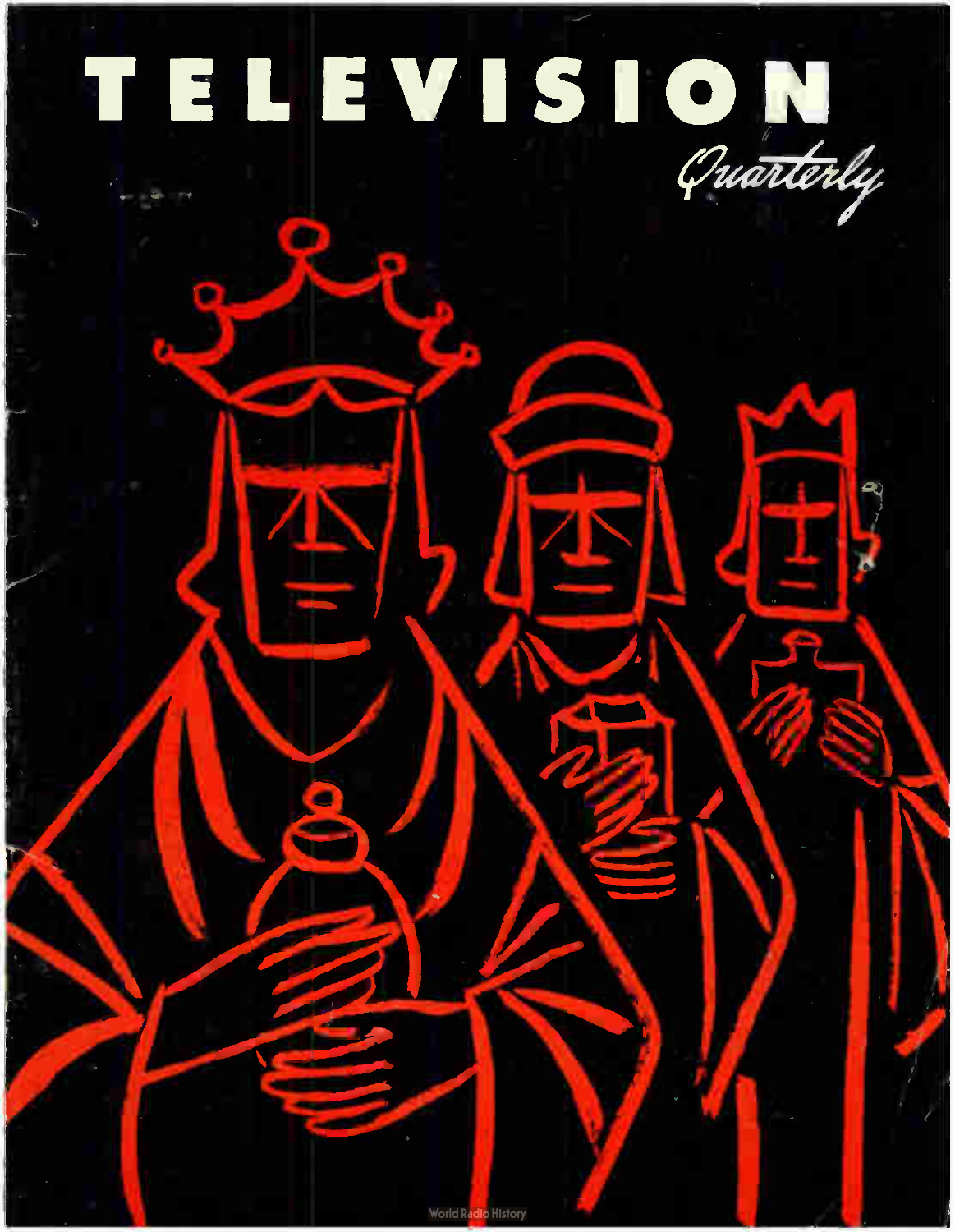# TELEVISION

*Quarterly*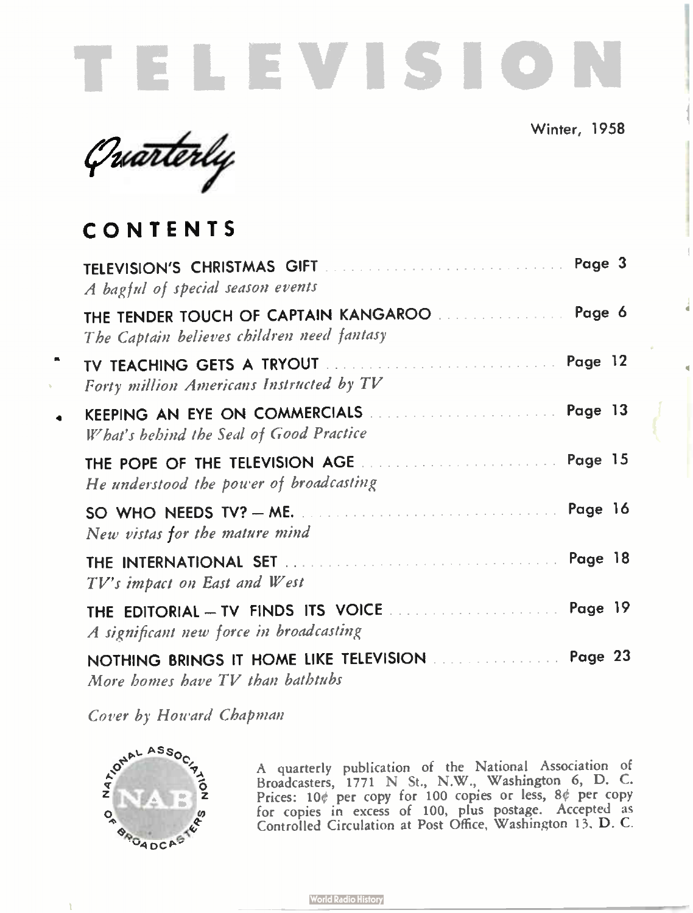# TELEVISION

*Quarterly*

Winter, 1958

## CONTENTS

TELEVISION'S CHRISTMAS GIFT ........................ Page 3
*A bagful of special season events*

THE TENDER TOUCH OF CAPTAIN KANGAROO ........................ Page 6
*The Captain believes children need fantasy*

TV TEACHING GETS A TRYOUT ........................ Page 12
*Forty million Americans Instructed by TV*

KEEPING AN EYE ON COMMERCIALS ........................ Page 13
*What's behind the Seal of Good Practice*

THE POPE OF THE TELEVISION AGE ........................ Page 15
*He understood the power of broadcasting*

SO WHO NEEDS TV? — ME. ........................ Page 16
*New vistas for the mature mind*

THE INTERNATIONAL SET ........................ Page 18
*TV's impact on East and West*

THE EDITORIAL — TV FINDS ITS VOICE ........................ Page 19
*A significant new force in broadcasting*

NOTHING BRINGS IT HOME LIKE TELEVISION ........................ Page 23
*More homes have TV than bathtubs*

*Cover by Howard Chapman*

NATIONAL ASSOCIATION OF BROADCASTERS — NAB

A quarterly publication of the National Association of Broadcasters, 1771 N St., N.W., Washington 6, D. C. Prices: 10¢ per copy for 100 copies or less, 8¢ per copy for copies in excess of 100, plus postage. Accepted as Controlled Circulation at Post Office, Washington 13, D. C.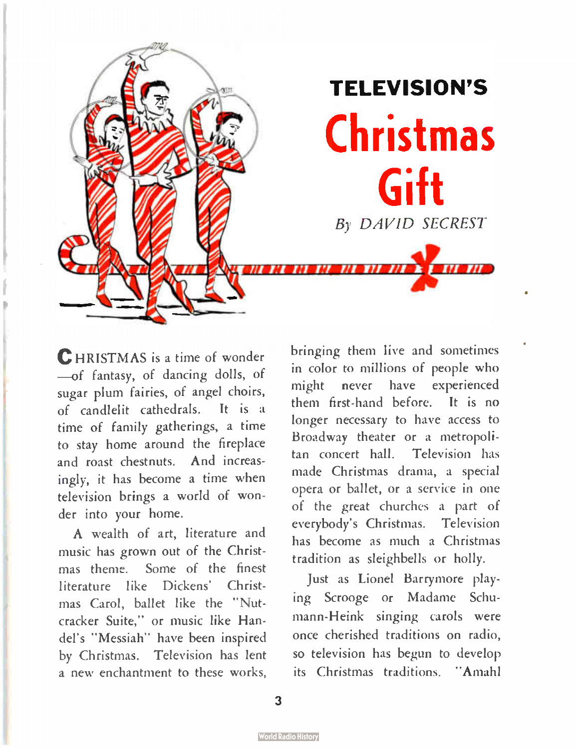# TELEVISION'S Christmas Gift

*By DAVID SECREST*

CHRISTMAS is a time of wonder —of fantasy, of dancing dolls, of sugar plum fairies, of angel choirs, of candlelit cathedrals. It is a time of family gatherings, a time to stay home around the fireplace and roast chestnuts. And increasingly, it has become a time when television brings a world of wonder into your home.

A wealth of art, literature and music has grown out of the Christmas theme. Some of the finest literature like Dickens' Christmas Carol, ballet like the "Nutcracker Suite," or music like Handel's "Messiah" have been inspired by Christmas. Television has lent a new enchantment to these works, bringing them live and sometimes in color to millions of people who might never have experienced them first-hand before. It is no longer necessary to have access to Broadway theater or a metropolitan concert hall. Television has made Christmas drama, a special opera or ballet, or a service in one of the great churches a part of everybody's Christmas. Television has become as much a Christmas tradition as sleighbells or holly.

Just as Lionel Barrymore playing Scrooge or Madame Schumann-Heink singing carols were once cherished traditions on radio, so television has begun to develop its Christmas traditions. "Amahl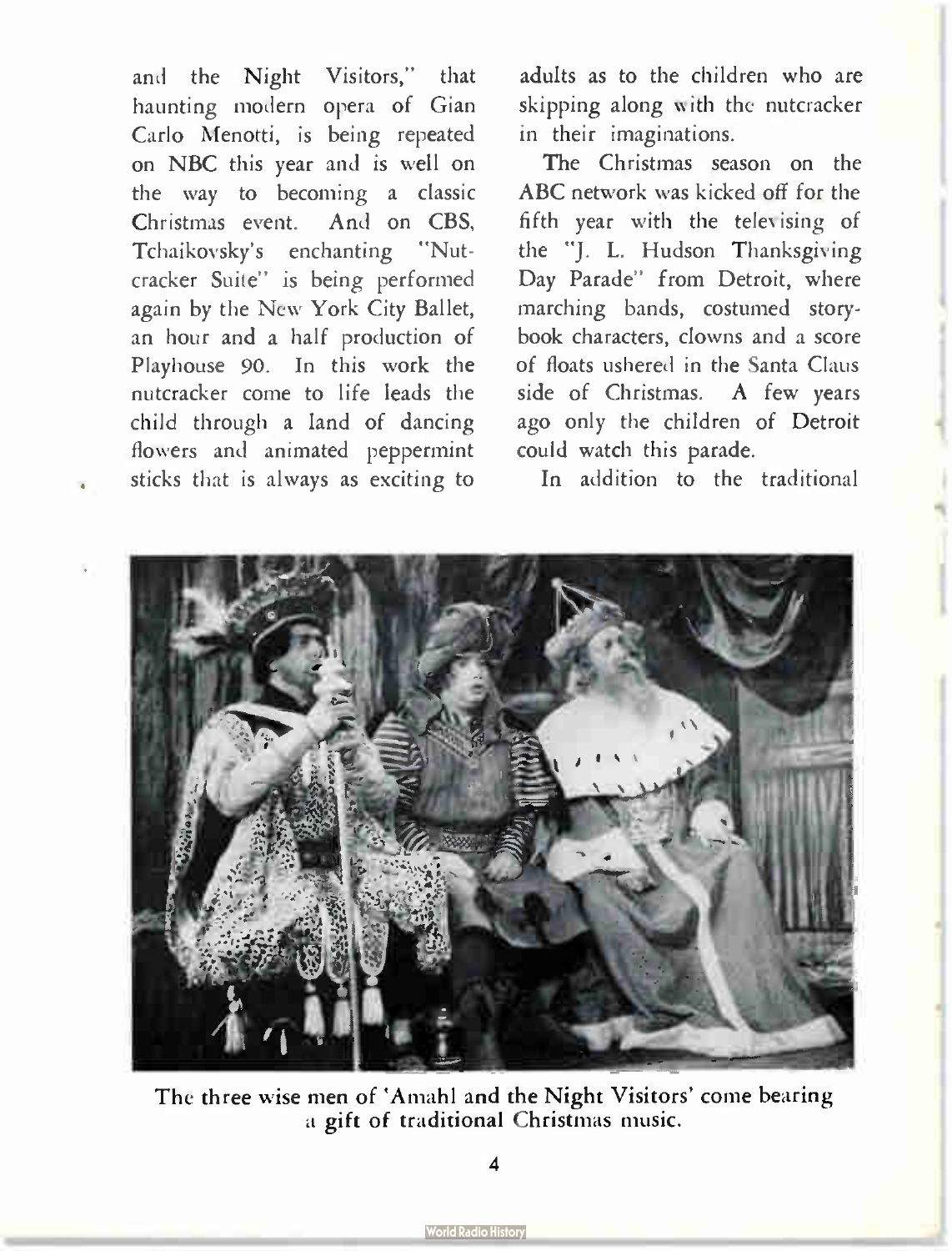and the Night Visitors," that haunting modern opera of Gian Carlo Menotti, is being repeated on NBC this year and is well on the way to becoming a classic Christmas event. And on CBS, Tchaikovsky's enchanting "Nutcracker Suite" is being performed again by the New York City Ballet, an hour and a half production of Playhouse 90. In this work the nutcracker come to life leads the child through a land of dancing flowers and animated peppermint sticks that is always as exciting to adults as to the children who are skipping along with the nutcracker in their imaginations.

The Christmas season on the ABC network was kicked off for the fifth year with the televising of the "J. L. Hudson Thanksgiving Day Parade" from Detroit, where marching bands, costumed storybook characters, clowns and a score of floats ushered in the Santa Claus side of Christmas. A few years ago only the children of Detroit could watch this parade.

In addition to the traditional

The three wise men of 'Amahl and the Night Visitors' come bearing a gift of traditional Christmas music.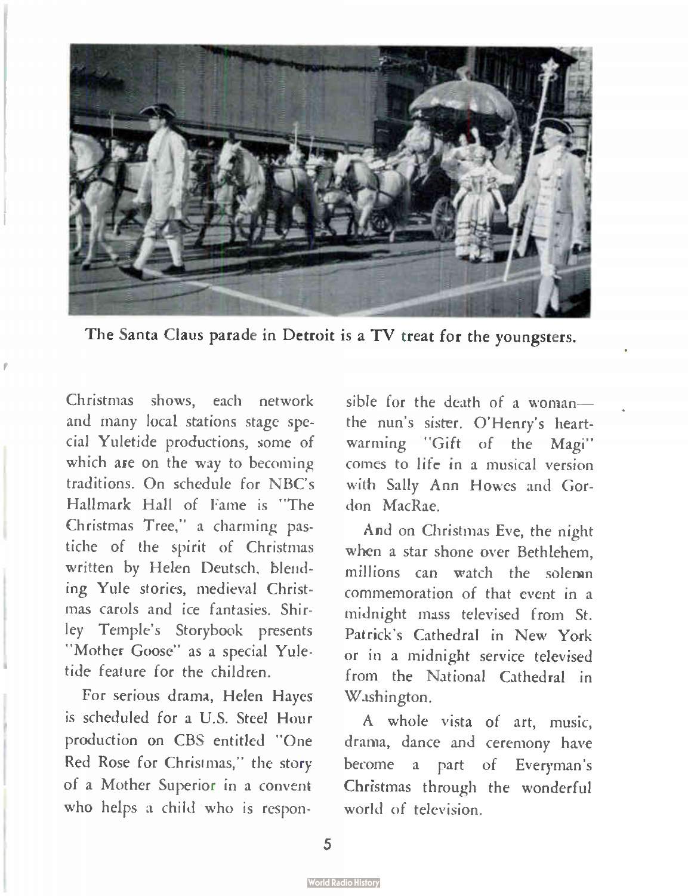The Santa Claus parade in Detroit is a TV treat for the youngsters.

Christmas shows, each network and many local stations stage special Yuletide productions, some of which are on the way to becoming traditions. On schedule for NBC's Hallmark Hall of Fame is "The Christmas Tree," a charming pastiche of the spirit of Christmas written by Helen Deutsch, blending Yule stories, medieval Christmas carols and ice fantasies. Shirley Temple's Storybook presents "Mother Goose" as a special Yuletide feature for the children.

For serious drama, Helen Hayes is scheduled for a U.S. Steel Hour production on CBS entitled "One Red Rose for Christmas," the story of a Mother Superior in a convent who helps a child who is responsible for the death of a woman—the nun's sister. O'Henry's heartwarming "Gift of the Magi" comes to life in a musical version with Sally Ann Howes and Gordon MacRae.

And on Christmas Eve, the night when a star shone over Bethlehem, millions can watch the solemn commemoration of that event in a midnight mass televised from St. Patrick's Cathedral in New York or in a midnight service televised from the National Cathedral in Washington.

A whole vista of art, music, drama, dance and ceremony have become a part of Everyman's Christmas through the wonderful world of television.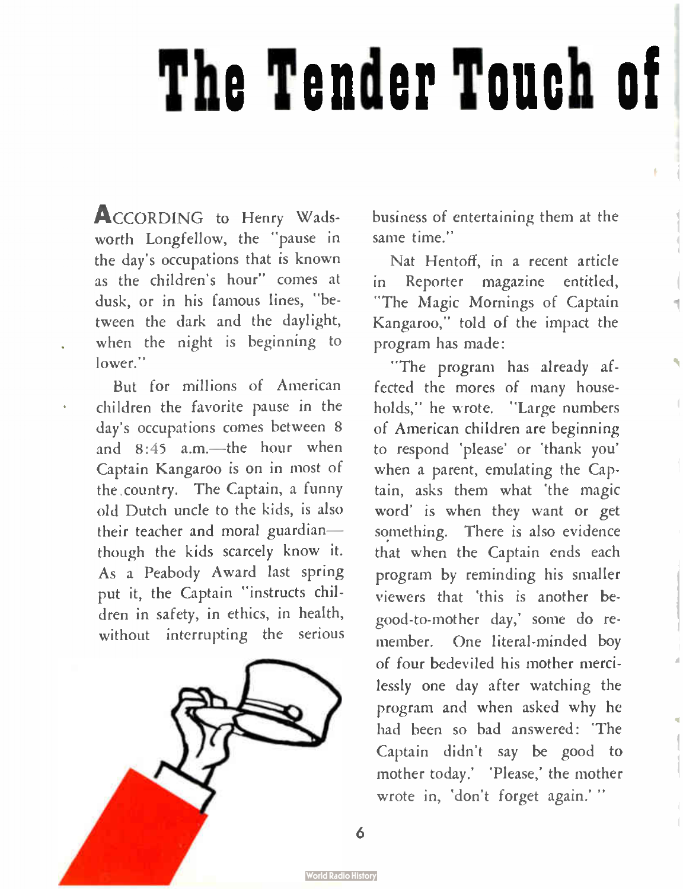# The Tender Touch of

ACCORDING to Henry Wadsworth Longfellow, the "pause in the day's occupations that is known as the children's hour" comes at dusk, or in his famous lines, "between the dark and the daylight, when the night is beginning to lower."

But for millions of American children the favorite pause in the day's occupations comes between 8 and 8:45 a.m.—the hour when Captain Kangaroo is on in most of the country. The Captain, a funny old Dutch uncle to the kids, is also their teacher and moral guardian—though the kids scarcely know it. As a Peabody Award last spring put it, the Captain "instructs children in safety, in ethics, in health, without interrupting the serious business of entertaining them at the same time."

Nat Hentoff, in a recent article in Reporter magazine entitled, "The Magic Mornings of Captain Kangaroo," told of the impact the program has made:

"The program has already affected the mores of many households," he wrote. "Large numbers of American children are beginning to respond 'please' or 'thank you' when a parent, emulating the Captain, asks them what 'the magic word' is when they want or get something. There is also evidence that when the Captain ends each program by reminding his smaller viewers that 'this is another be-good-to-mother day,' some do remember. One literal-minded boy of four bedeviled his mother mercilessly one day after watching the program and when asked why he had been so bad answered: 'The Captain didn't say be good to mother today.' 'Please,' the mother wrote in, 'don't forget again.' "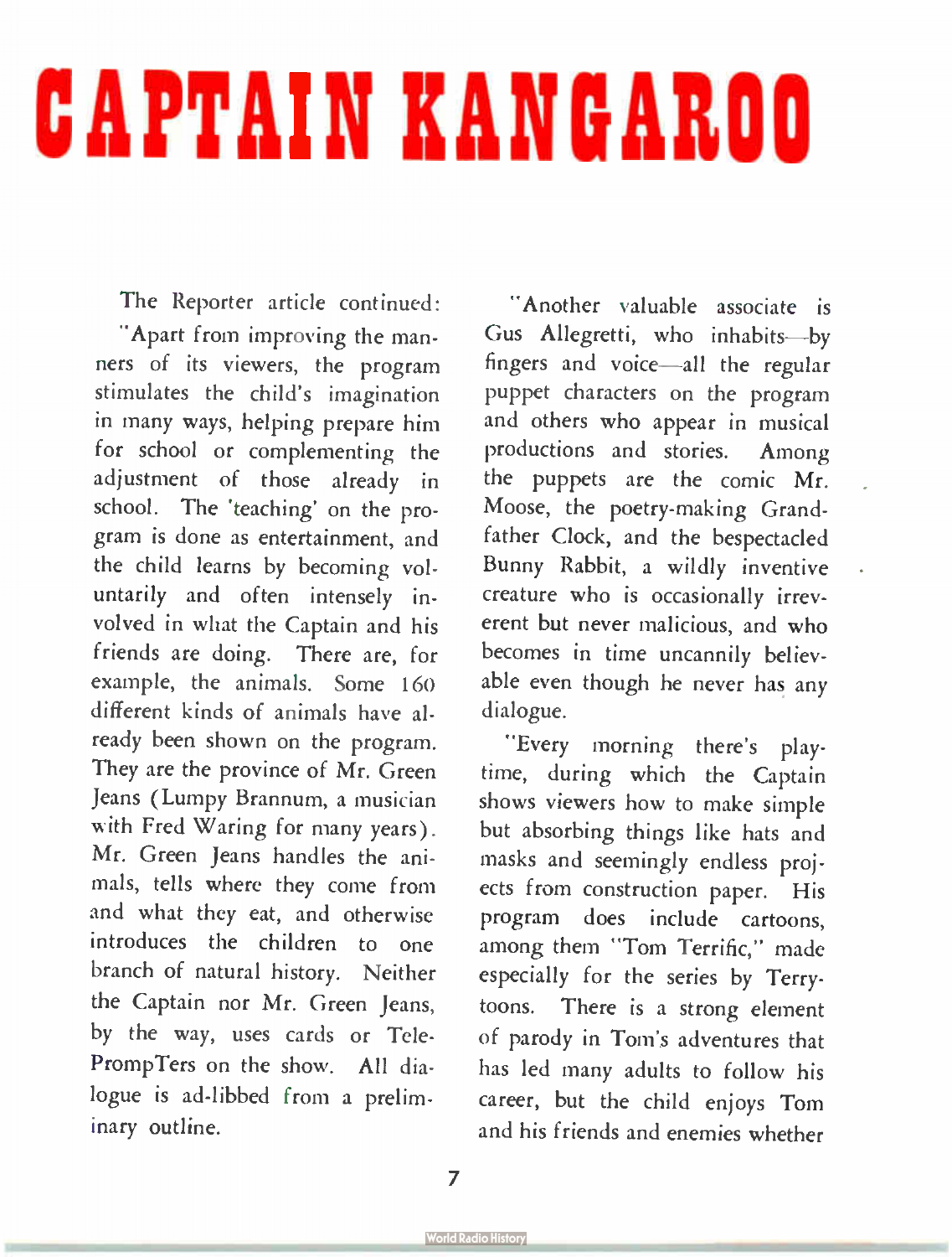# CAPTAIN KANGAROO

The Reporter article continued:

"Apart from improving the manners of its viewers, the program stimulates the child's imagination in many ways, helping prepare him for school or complementing the adjustment of those already in school. The 'teaching' on the program is done as entertainment, and the child learns by becoming voluntarily and often intensely involved in what the Captain and his friends are doing. There are, for example, the animals. Some 160 different kinds of animals have already been shown on the program. They are the province of Mr. Green Jeans (Lumpy Brannum, a musician with Fred Waring for many years). Mr. Green Jeans handles the animals, tells where they come from and what they eat, and otherwise introduces the children to one branch of natural history. Neither the Captain nor Mr. Green Jeans, by the way, uses cards or TelePrompTers on the show. All dialogue is ad-libbed from a preliminary outline.

"Another valuable associate is Gus Allegretti, who inhabits—by fingers and voice—all the regular puppet characters on the program and others who appear in musical productions and stories. Among the puppets are the comic Mr. Moose, the poetry-making Grandfather Clock, and the bespectacled Bunny Rabbit, a wildly inventive creature who is occasionally irreverent but never malicious, and who becomes in time uncannily believable even though he never has any dialogue.

"Every morning there's playtime, during which the Captain shows viewers how to make simple but absorbing things like hats and masks and seemingly endless projects from construction paper. His program does include cartoons, among them "Tom Terrific," made especially for the series by Terrytoons. There is a strong element of parody in Tom's adventures that has led many adults to follow his career, but the child enjoys Tom and his friends and enemies whether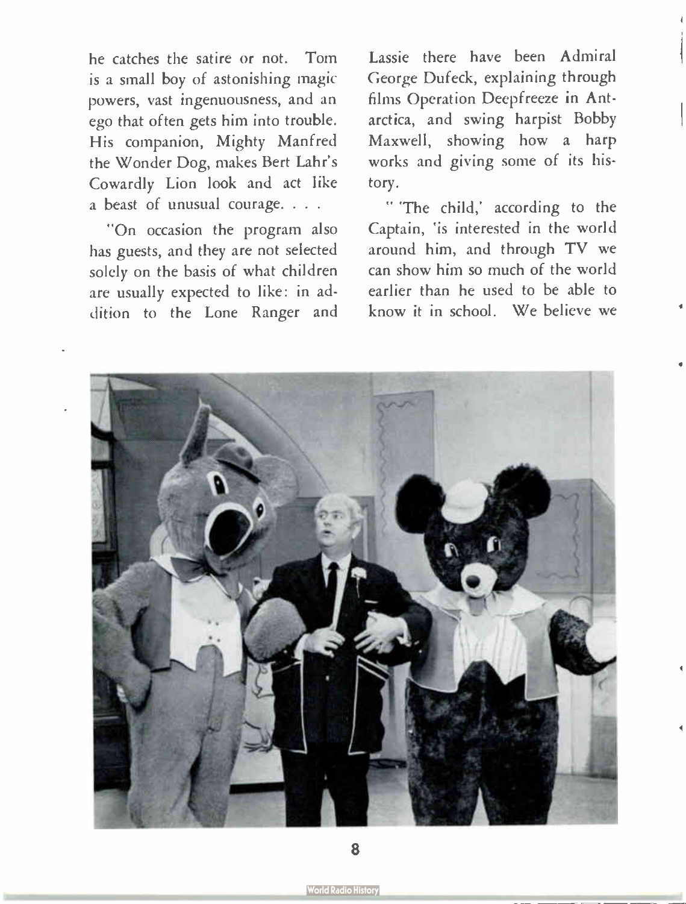he catches the satire or not. Tom is a small boy of astonishing magic powers, vast ingenuousness, and an ego that often gets him into trouble. His companion, Mighty Manfred the Wonder Dog, makes Bert Lahr's Cowardly Lion look and act like a beast of unusual courage. . . .

"On occasion the program also has guests, and they are not selected solely on the basis of what children are usually expected to like: in addition to the Lone Ranger and Lassie there have been Admiral George Dufeck, explaining through films Operation Deepfreeze in Antarctica, and swing harpist Bobby Maxwell, showing how a harp works and giving some of its history.

" 'The child,' according to the Captain, 'is interested in the world around him, and through TV we can show him so much of the world earlier than he used to be able to know it in school. We believe we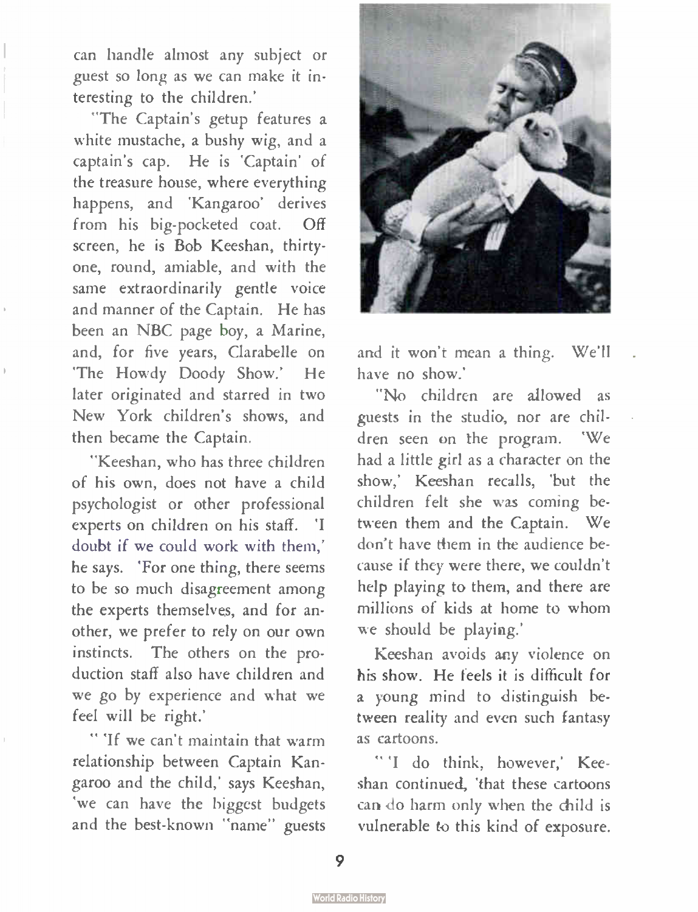can handle almost any subject or guest so long as we can make it interesting to the children.'

"The Captain's getup features a white mustache, a bushy wig, and a captain's cap. He is 'Captain' of the treasure house, where everything happens, and 'Kangaroo' derives from his big-pocketed coat. Off screen, he is Bob Keeshan, thirty-one, round, amiable, and with the same extraordinarily gentle voice and manner of the Captain. He has been an NBC page boy, a Marine, and, for five years, Clarabelle on 'The Howdy Doody Show.' He later originated and starred in two New York children's shows, and then became the Captain.

"Keeshan, who has three children of his own, does not have a child psychologist or other professional experts on children on his staff. 'I doubt if we could work with them,' he says. 'For one thing, there seems to be so much disagreement among the experts themselves, and for another, we prefer to rely on our own instincts. The others on the production staff also have children and we go by experience and what we feel will be right.'

" 'If we can't maintain that warm relationship between Captain Kangaroo and the child,' says Keeshan, 'we can have the biggest budgets and the best-known "name" guests and it won't mean a thing. We'll have no show.'

"No children are allowed as guests in the studio, nor are children seen on the program. 'We had a little girl as a character on the show,' Keeshan recalls, 'but the children felt she was coming between them and the Captain. We don't have them in the audience because if they were there, we couldn't help playing to them, and there are millions of kids at home to whom we should be playing.'

Keeshan avoids any violence on his show. He feels it is difficult for a young mind to distinguish between reality and even such fantasy as cartoons.

" 'I do think, however,' Keeshan continued, 'that these cartoons can do harm only when the child is vulnerable to this kind of exposure.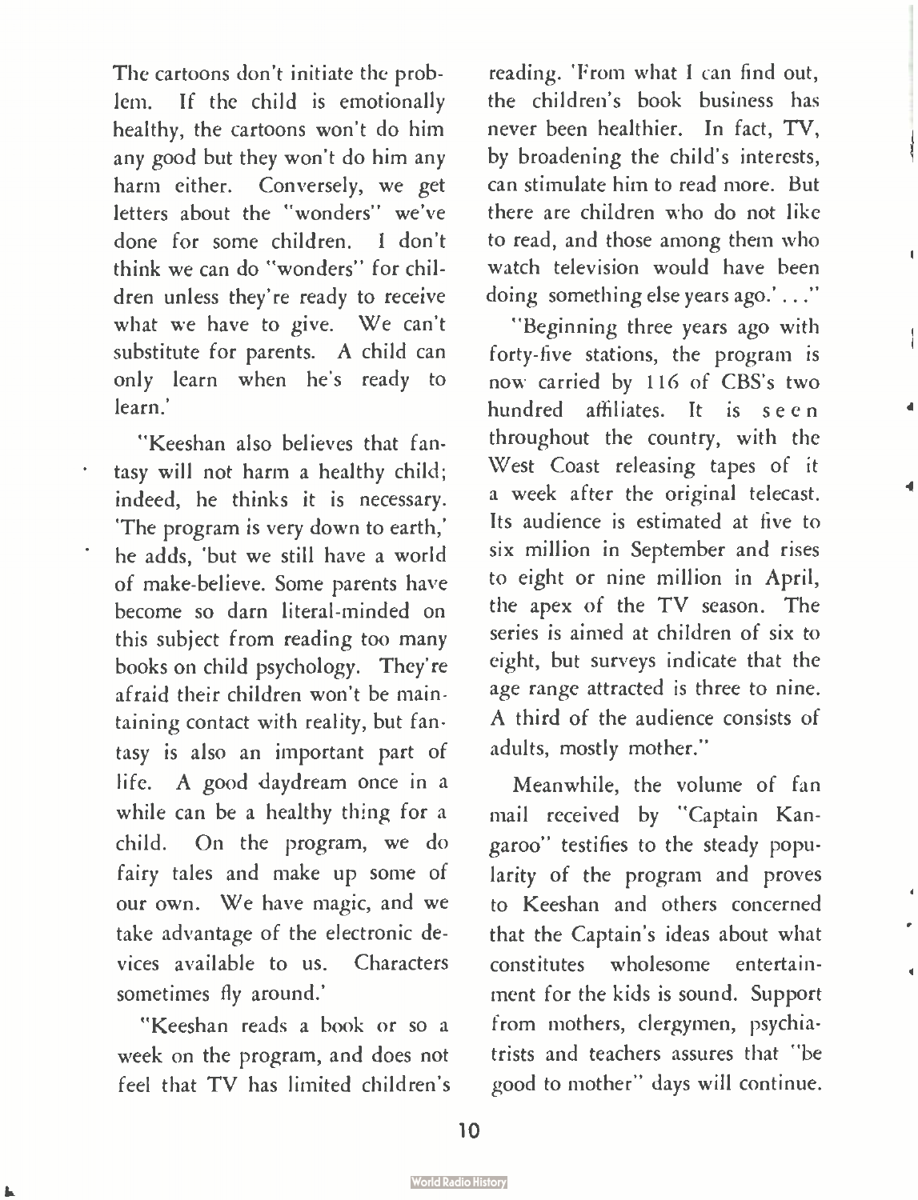The cartoons don't initiate the problem. If the child is emotionally healthy, the cartoons won't do him any good but they won't do him any harm either. Conversely, we get letters about the "wonders" we've done for some children. I don't think we can do "wonders" for children unless they're ready to receive what we have to give. We can't substitute for parents. A child can only learn when he's ready to learn.'

"Keeshan also believes that fantasy will not harm a healthy child; indeed, he thinks it is necessary. 'The program is very down to earth,' he adds, 'but we still have a world of make-believe. Some parents have become so darn literal-minded on this subject from reading too many books on child psychology. They're afraid their children won't be maintaining contact with reality, but fantasy is also an important part of life. A good daydream once in a while can be a healthy thing for a child. On the program, we do fairy tales and make up some of our own. We have magic, and we take advantage of the electronic devices available to us. Characters sometimes fly around.'

"Keeshan reads a book or so a week on the program, and does not feel that TV has limited children's reading. 'From what I can find out, the children's book business has never been healthier. In fact, TV, by broadening the child's interests, can stimulate him to read more. But there are children who do not like to read, and those among them who watch television would have been doing something else years ago.' . . ."

"Beginning three years ago with forty-five stations, the program is now carried by 116 of CBS's two hundred affiliates. It is seen throughout the country, with the West Coast releasing tapes of it a week after the original telecast. Its audience is estimated at five to six million in September and rises to eight or nine million in April, the apex of the TV season. The series is aimed at children of six to eight, but surveys indicate that the age range attracted is three to nine. A third of the audience consists of adults, mostly mother."

Meanwhile, the volume of fan mail received by "Captain Kangaroo" testifies to the steady popularity of the program and proves to Keeshan and others concerned that the Captain's ideas about what constitutes wholesome entertainment for the kids is sound. Support from mothers, clergymen, psychiatrists and teachers assures that "be good to mother" days will continue.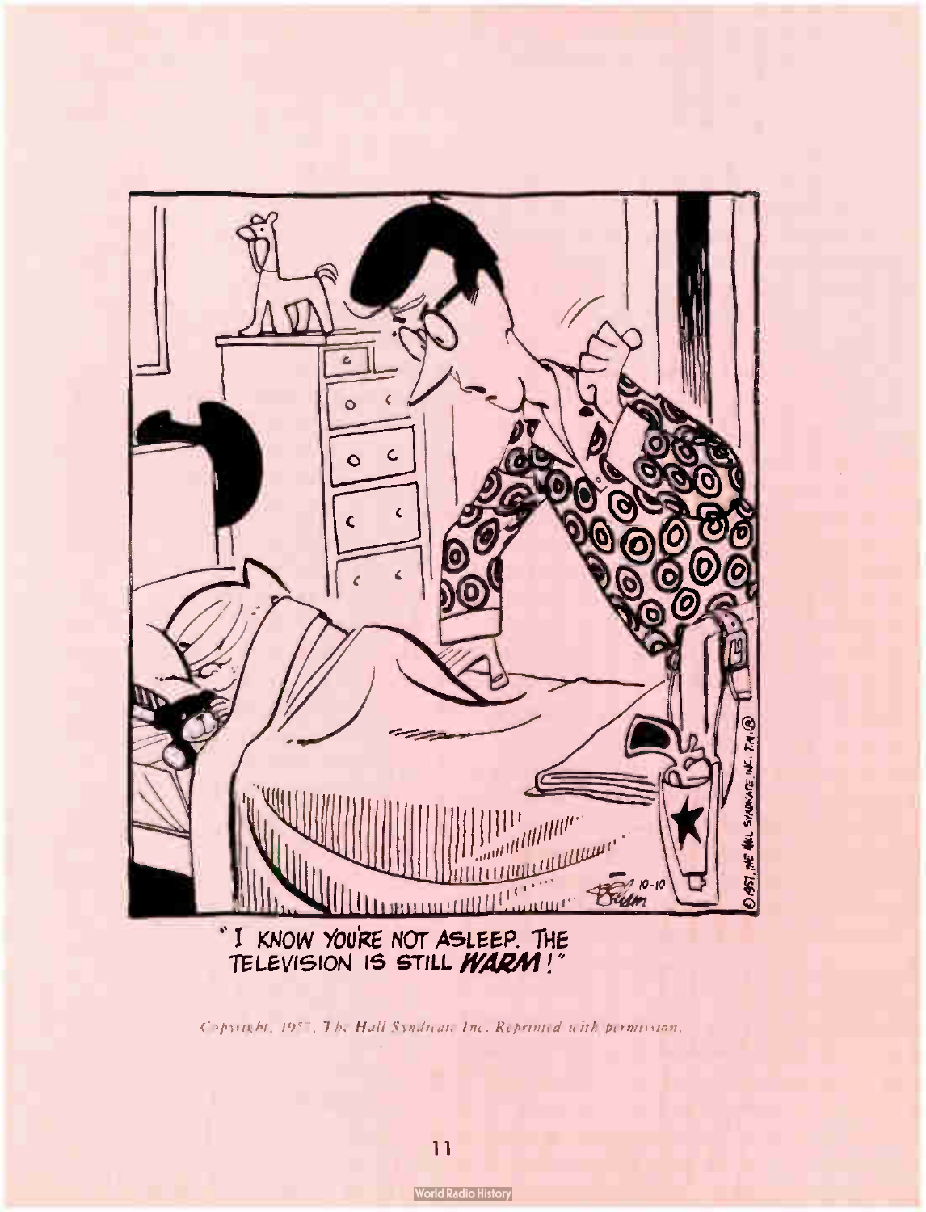"I KNOW YOU'RE NOT ASLEEP. THE TELEVISION IS STILL *WARM*!"

*Copyright, 1957, The Hall Syndicate Inc. Reprinted with permission.*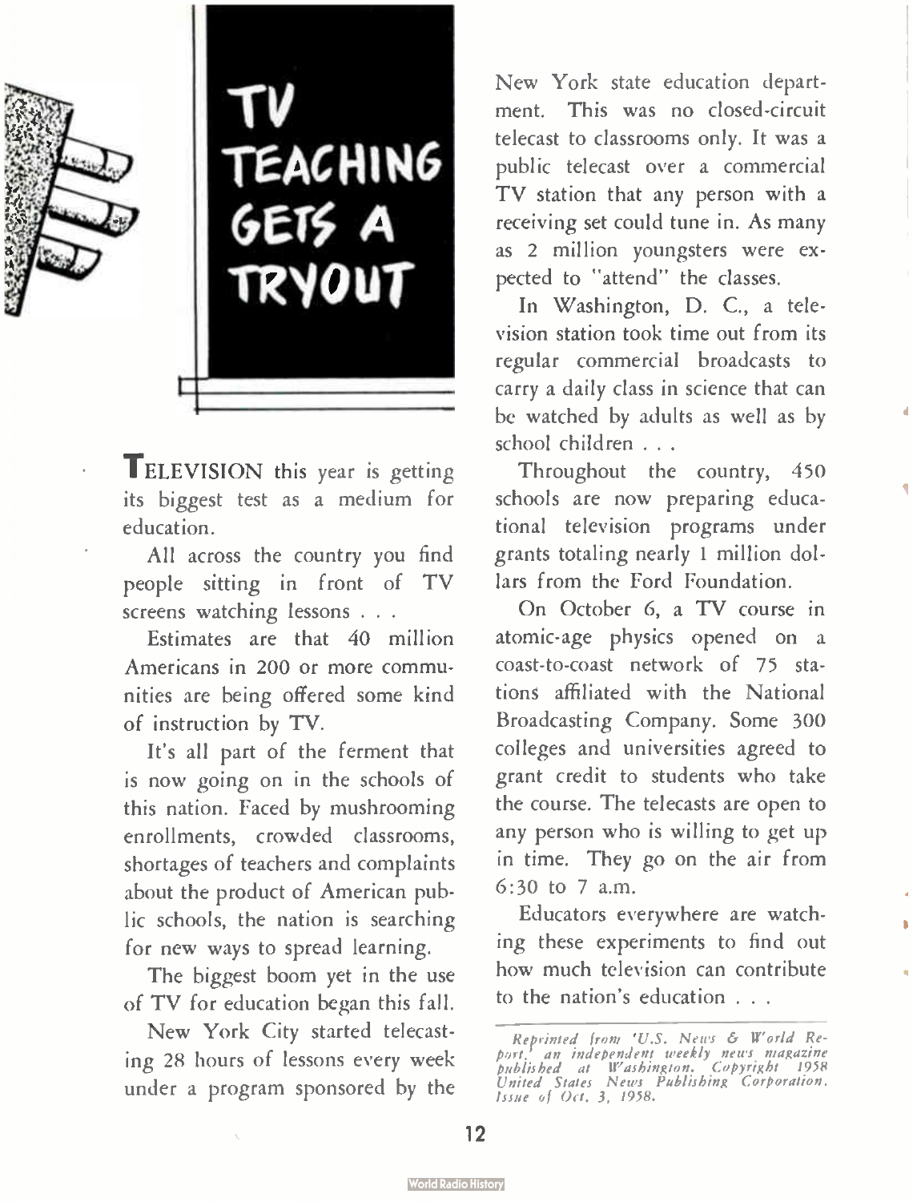# TV TEACHING GETS A TRYOUT

**T**ELEVISION this year is getting its biggest test as a medium for education.

All across the country you find people sitting in front of TV screens watching lessons . . .

Estimates are that 40 million Americans in 200 or more communities are being offered some kind of instruction by TV.

It's all part of the ferment that is now going on in the schools of this nation. Faced by mushrooming enrollments, crowded classrooms, shortages of teachers and complaints about the product of American public schools, the nation is searching for new ways to spread learning.

The biggest boom yet in the use of TV for education began this fall.

New York City started telecasting 28 hours of lessons every week under a program sponsored by the New York state education department. This was no closed-circuit telecast to classrooms only. It was a public telecast over a commercial TV station that any person with a receiving set could tune in. As many as 2 million youngsters were expected to "attend" the classes.

In Washington, D. C., a television station took time out from its regular commercial broadcasts to carry a daily class in science that can be watched by adults as well as by school children . . .

Throughout the country, 450 schools are now preparing educational television programs under grants totaling nearly 1 million dollars from the Ford Foundation.

On October 6, a TV course in atomic-age physics opened on a coast-to-coast network of 75 stations affiliated with the National Broadcasting Company. Some 300 colleges and universities agreed to grant credit to students who take the course. The telecasts are open to any person who is willing to get up in time. They go on the air from 6:30 to 7 a.m.

Educators everywhere are watching these experiments to find out how much television can contribute to the nation's education . . .

---

*Reprinted from 'U.S. News & World Report,' an independent weekly news magazine published at Washington. Copyright 1958 United States News Publishing Corporation. Issue of Oct. 3, 1958.*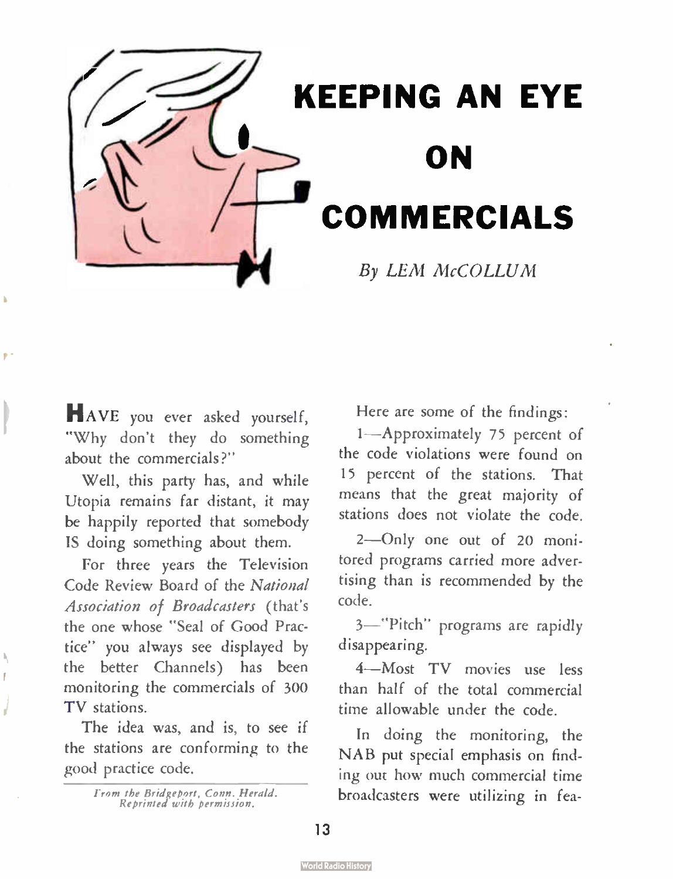# KEEPING AN EYE ON COMMERCIALS

*By LEM McCOLLUM*

**H**AVE you ever asked yourself, "Why don't they do something about the commercials?"

Well, this party has, and while Utopia remains far distant, it may be happily reported that somebody IS doing something about them.

For three years the Television Code Review Board of the *National Association of Broadcasters* (that's the one whose "Seal of Good Practice" you always see displayed by the better Channels) has been monitoring the commercials of 300 TV stations.

The idea was, and is, to see if the stations are conforming to the good practice code.

*From the Bridgeport, Conn. Herald. Reprinted with permission.*

Here are some of the findings:

1—Approximately 75 percent of the code violations were found on 15 percent of the stations. That means that the great majority of stations does not violate the code.

2—Only one out of 20 monitored programs carried more advertising than is recommended by the code.

3—"Pitch" programs are rapidly disappearing.

4—Most TV movies use less than half of the total commercial time allowable under the code.

In doing the monitoring, the NAB put special emphasis on finding out how much commercial time broadcasters were utilizing in fea-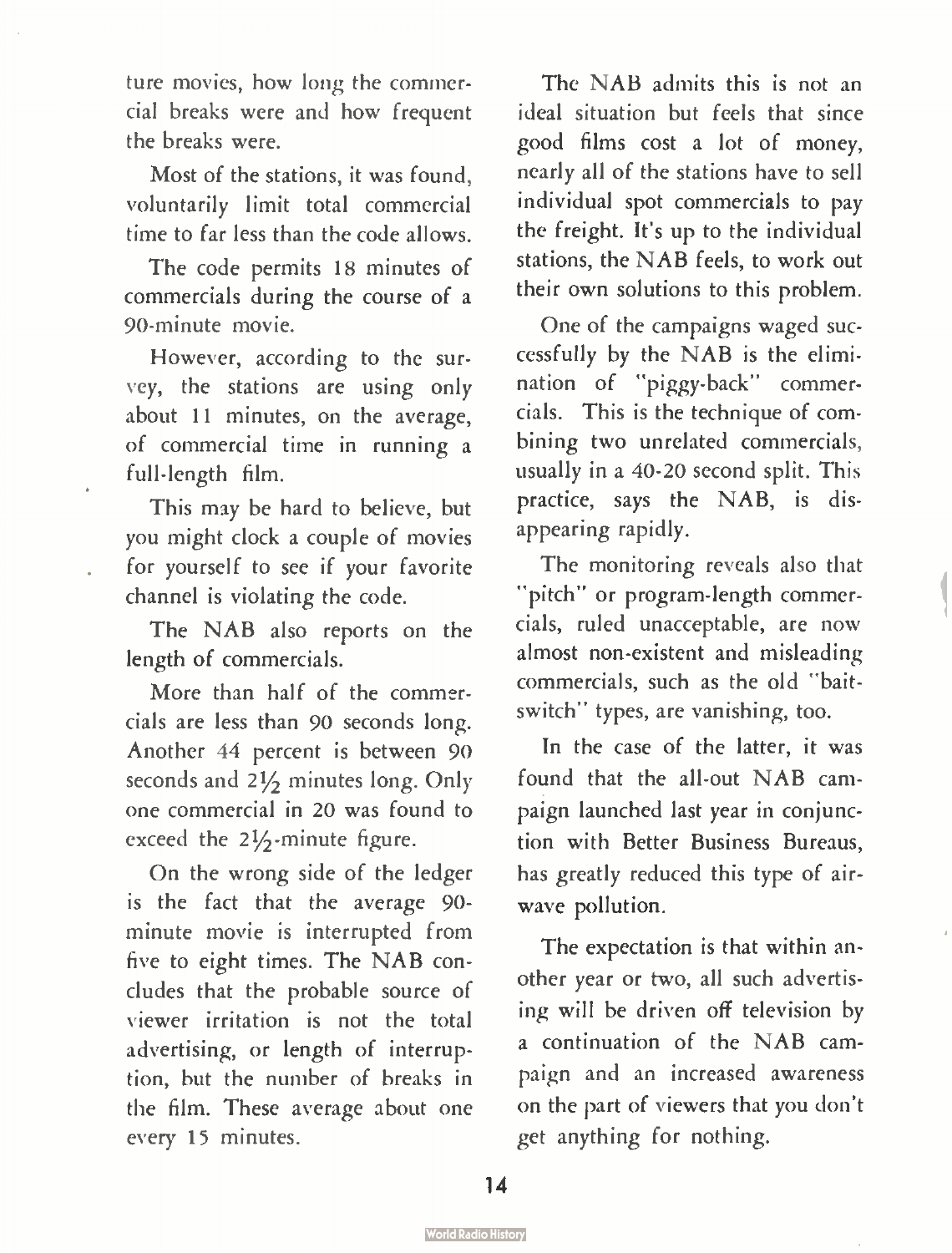ture movies, how long the commercial breaks were and how frequent the breaks were.

Most of the stations, it was found, voluntarily limit total commercial time to far less than the code allows.

The code permits 18 minutes of commercials during the course of a 90-minute movie.

However, according to the survey, the stations are using only about 11 minutes, on the average, of commercial time in running a full-length film.

This may be hard to believe, but you might clock a couple of movies for yourself to see if your favorite channel is violating the code.

The NAB also reports on the length of commercials.

More than half of the commercials are less than 90 seconds long. Another 44 percent is between 90 seconds and 2½ minutes long. Only one commercial in 20 was found to exceed the 2½-minute figure.

On the wrong side of the ledger is the fact that the average 90-minute movie is interrupted from five to eight times. The NAB concludes that the probable source of viewer irritation is not the total advertising, or length of interruption, but the number of breaks in the film. These average about one every 15 minutes.

The NAB admits this is not an ideal situation but feels that since good films cost a lot of money, nearly all of the stations have to sell individual spot commercials to pay the freight. It's up to the individual stations, the NAB feels, to work out their own solutions to this problem.

One of the campaigns waged successfully by the NAB is the elimination of "piggy-back" commercials. This is the technique of combining two unrelated commercials, usually in a 40-20 second split. This practice, says the NAB, is disappearing rapidly.

The monitoring reveals also that "pitch" or program-length commercials, ruled unacceptable, are now almost non-existent and misleading commercials, such as the old "bait-switch" types, are vanishing, too.

In the case of the latter, it was found that the all-out NAB campaign launched last year in conjunction with Better Business Bureaus, has greatly reduced this type of airwave pollution.

The expectation is that within another year or two, all such advertising will be driven off television by a continuation of the NAB campaign and an increased awareness on the part of viewers that you don't get anything for nothing.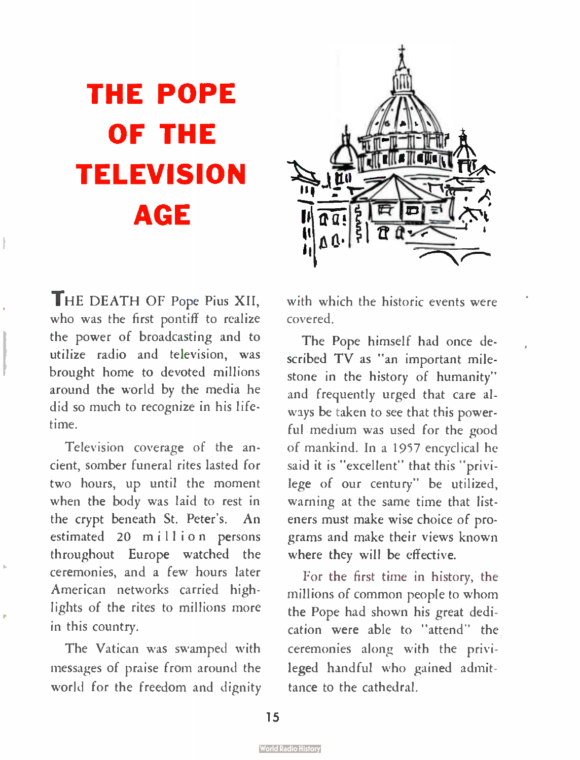# THE POPE OF THE TELEVISION AGE

THE DEATH OF Pope Pius XII, who was the first pontiff to realize the power of broadcasting and to utilize radio and television, was brought home to devoted millions around the world by the media he did so much to recognize in his lifetime.

Television coverage of the ancient, somber funeral rites lasted for two hours, up until the moment when the body was laid to rest in the crypt beneath St. Peter's. An estimated 20 million persons throughout Europe watched the ceremonies, and a few hours later American networks carried highlights of the rites to millions more in this country.

The Vatican was swamped with messages of praise from around the world for the freedom and dignity with which the historic events were covered.

The Pope himself had once described TV as "an important milestone in the history of humanity" and frequently urged that care always be taken to see that this powerful medium was used for the good of mankind. In a 1957 encyclical he said it is "excellent" that this "privilege of our century" be utilized, warning at the same time that listeners must make wise choice of programs and make their views known where they will be effective.

For the first time in history, the millions of common people to whom the Pope had shown his great dedication were able to "attend" the ceremonies along with the privileged handful who gained admittance to the cathedral.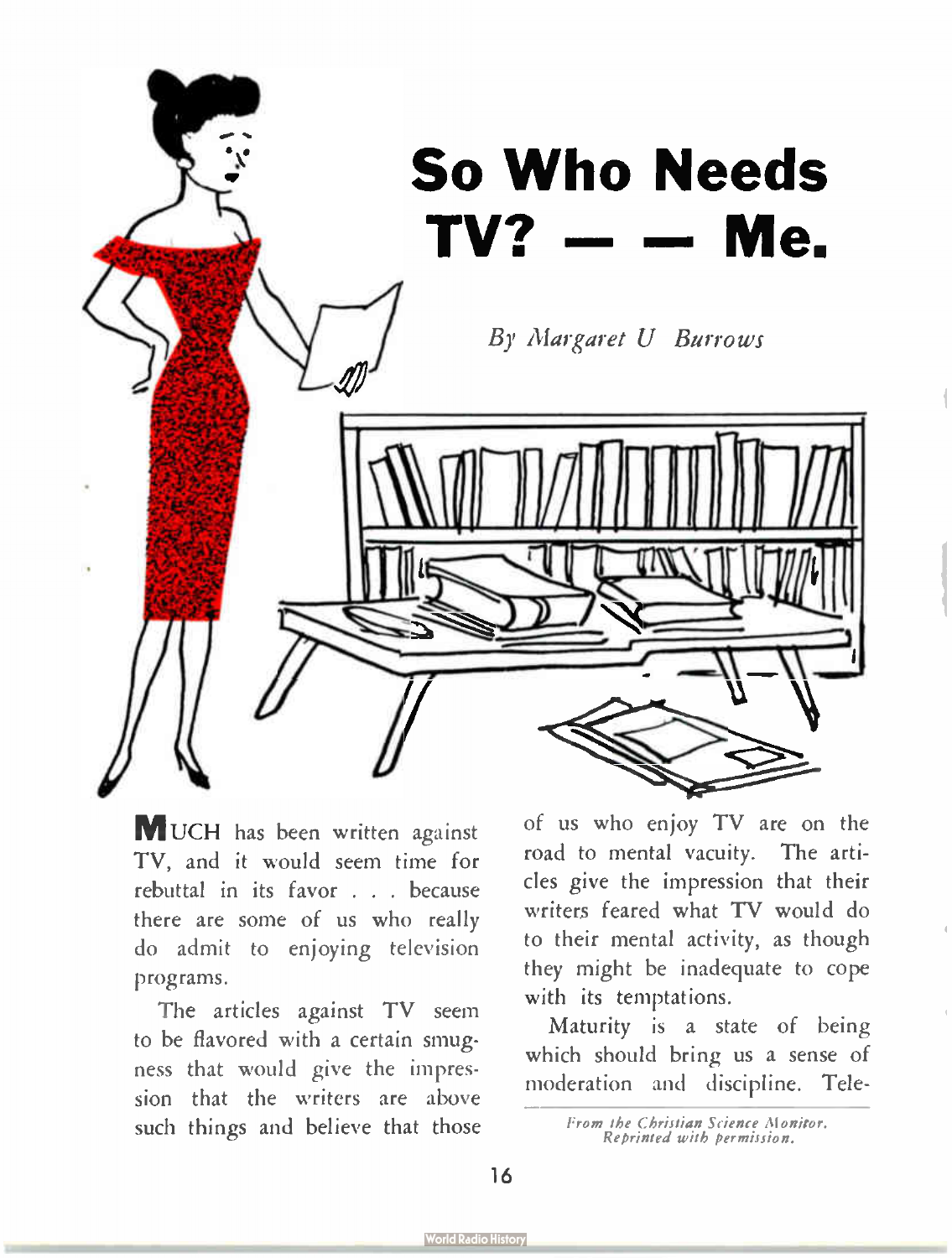# So Who Needs TV? — — Me.

*By Margaret U Burrows*

MUCH has been written against TV, and it would seem time for rebuttal in its favor . . . because there are some of us who really do admit to enjoying television programs.

The articles against TV seem to be flavored with a certain smugness that would give the impression that the writers are above such things and believe that those of us who enjoy TV are on the road to mental vacuity. The articles give the impression that their writers feared what TV would do to their mental activity, as though they might be inadequate to cope with its temptations.

Maturity is a state of being which should bring us a sense of moderation and discipline. Tele-

*From the Christian Science Monitor. Reprinted with permission.*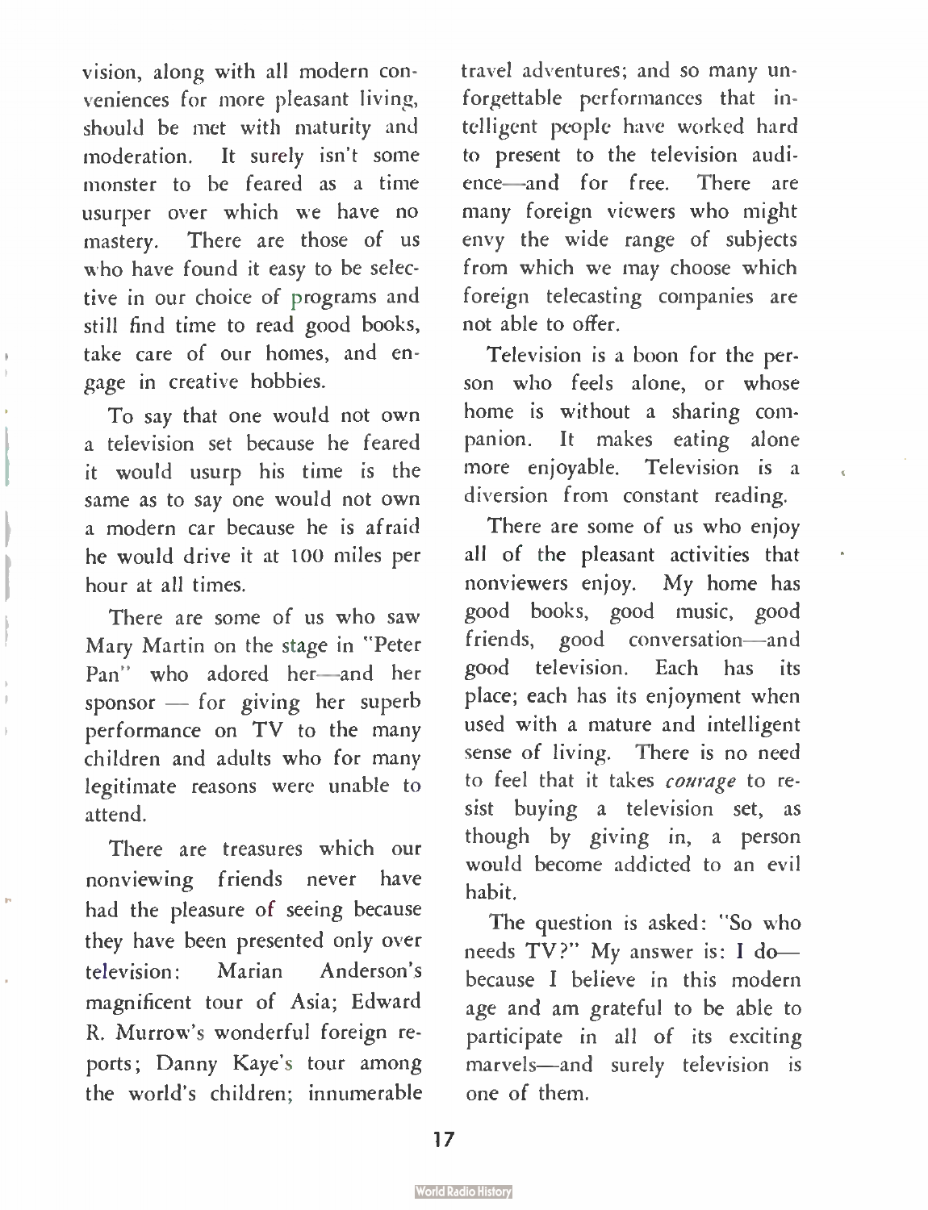vision, along with all modern conveniences for more pleasant living, should be met with maturity and moderation. It surely isn't some monster to be feared as a time usurper over which we have no mastery. There are those of us who have found it easy to be selective in our choice of programs and still find time to read good books, take care of our homes, and engage in creative hobbies.

To say that one would not own a television set because he feared it would usurp his time is the same as to say one would not own a modern car because he is afraid he would drive it at 100 miles per hour at all times.

There are some of us who saw Mary Martin on the stage in "Peter Pan" who adored her—and her sponsor — for giving her superb performance on TV to the many children and adults who for many legitimate reasons were unable to attend.

There are treasures which our nonviewing friends never have had the pleasure of seeing because they have been presented only over television: Marian Anderson's magnificent tour of Asia; Edward R. Murrow's wonderful foreign reports; Danny Kaye's tour among the world's children; innumerable travel adventures; and so many unforgettable performances that intelligent people have worked hard to present to the television audience—and for free. There are many foreign viewers who might envy the wide range of subjects from which we may choose which foreign telecasting companies are not able to offer.

Television is a boon for the person who feels alone, or whose home is without a sharing companion. It makes eating alone more enjoyable. Television is a diversion from constant reading.

There are some of us who enjoy all of the pleasant activities that nonviewers enjoy. My home has good books, good music, good friends, good conversation—and good television. Each has its place; each has its enjoyment when used with a mature and intelligent sense of living. There is no need to feel that it takes *courage* to resist buying a television set, as though by giving in, a person would become addicted to an evil habit.

The question is asked: "So who needs TV?" My answer is: I do—because I believe in this modern age and am grateful to be able to participate in all of its exciting marvels—and surely television is one of them.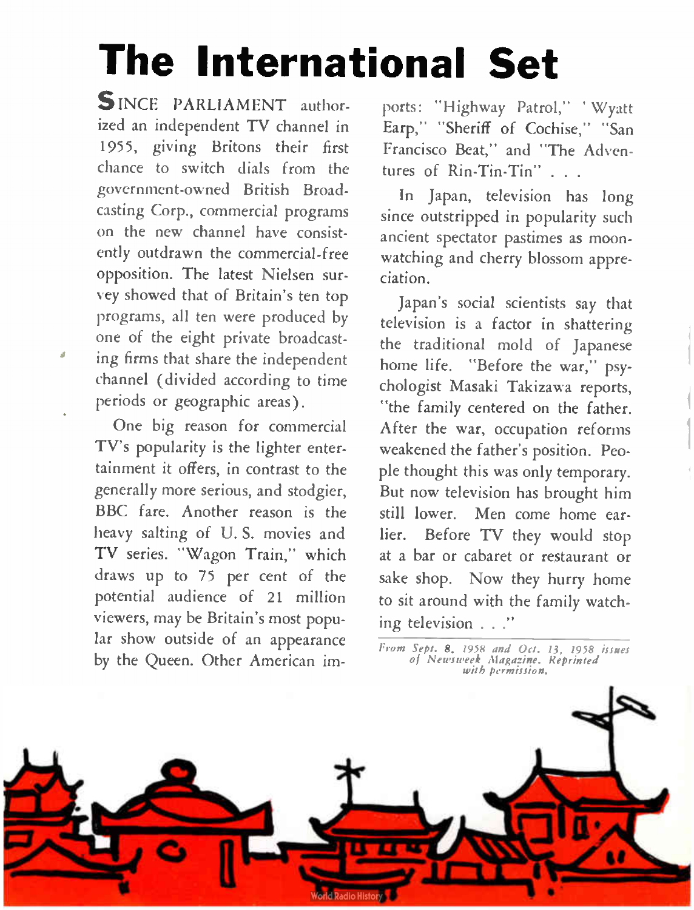# The International Set

**S**INCE PARLIAMENT authorized an independent TV channel in 1955, giving Britons their first chance to switch dials from the government-owned British Broadcasting Corp., commercial programs on the new channel have consistently outdrawn the commercial-free opposition. The latest Nielsen survey showed that of Britain's ten top programs, all ten were produced by one of the eight private broadcasting firms that share the independent channel (divided according to time periods or geographic areas).

One big reason for commercial TV's popularity is the lighter entertainment it offers, in contrast to the generally more serious, and stodgier, BBC fare. Another reason is the heavy salting of U. S. movies and TV series. "Wagon Train," which draws up to 75 per cent of the potential audience of 21 million viewers, may be Britain's most popular show outside of an appearance by the Queen. Other American imports: "Highway Patrol," "Wyatt Earp," "Sheriff of Cochise," "San Francisco Beat," and "The Adventures of Rin-Tin-Tin" . . .

In Japan, television has long since outstripped in popularity such ancient spectator pastimes as moon-watching and cherry blossom appreciation.

Japan's social scientists say that television is a factor in shattering the traditional mold of Japanese home life. "Before the war," psychologist Masaki Takizawa reports, "the family centered on the father. After the war, occupation reforms weakened the father's position. People thought this was only temporary. But now television has brought him still lower. Men come home earlier. Before TV they would stop at a bar or cabaret or restaurant or sake shop. Now they hurry home to sit around with the family watching television . . ."

*From Sept. 8, 1958 and Oct. 13, 1958 issues of Newsweek Magazine. Reprinted with permission.*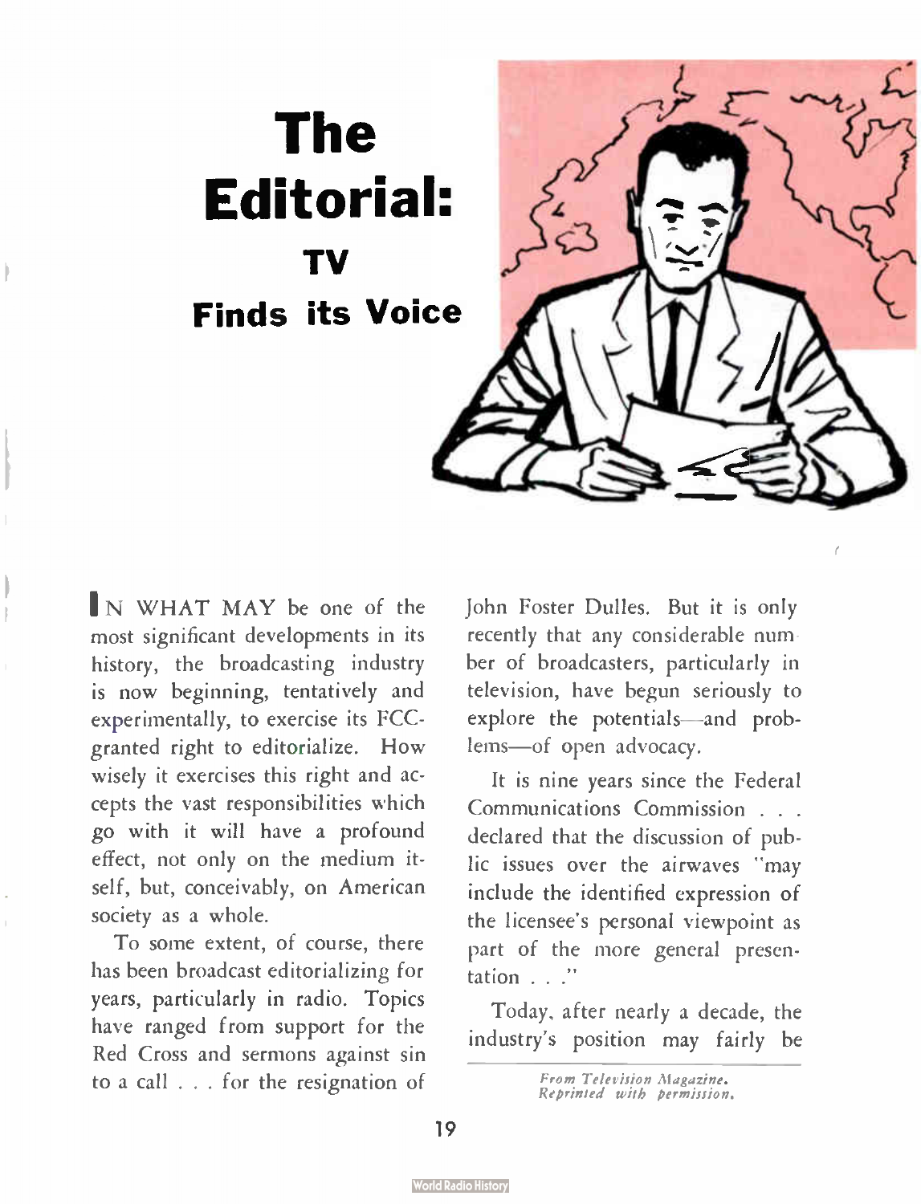# The Editorial:

## TV Finds its Voice

IN WHAT MAY be one of the most significant developments in its history, the broadcasting industry is now beginning, tentatively and experimentally, to exercise its FCC-granted right to editorialize. How wisely it exercises this right and accepts the vast responsibilities which go with it will have a profound effect, not only on the medium itself, but, conceivably, on American society as a whole.

To some extent, of course, there has been broadcast editorializing for years, particularly in radio. Topics have ranged from support for the Red Cross and sermons against sin to a call . . . for the resignation of John Foster Dulles. But it is only recently that any considerable number of broadcasters, particularly in television, have begun seriously to explore the potentials—and problems—of open advocacy.

It is nine years since the Federal Communications Commission . . . declared that the discussion of public issues over the airwaves "may include the identified expression of the licensee's personal viewpoint as part of the more general presentation . . ."

Today, after nearly a decade, the industry's position may fairly be

*From Television Magazine. Reprinted with permission.*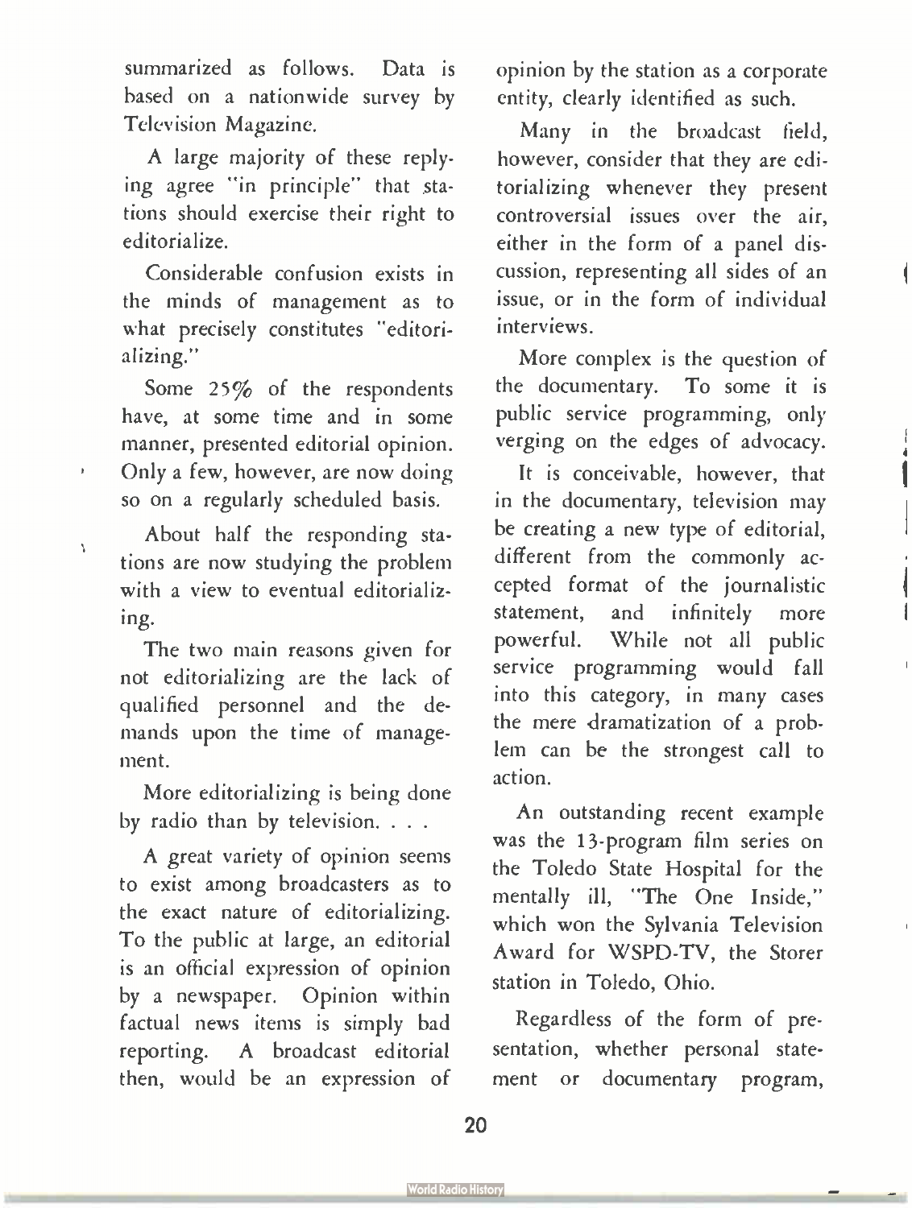summarized as follows. Data is based on a nationwide survey by Television Magazine.

A large majority of these replying agree "in principle" that stations should exercise their right to editorialize.

Considerable confusion exists in the minds of management as to what precisely constitutes "editorializing."

Some 25% of the respondents have, at some time and in some manner, presented editorial opinion. Only a few, however, are now doing so on a regularly scheduled basis.

About half the responding stations are now studying the problem with a view to eventual editorializing.

The two main reasons given for not editorializing are the lack of qualified personnel and the demands upon the time of management.

More editorializing is being done by radio than by television. . . .

A great variety of opinion seems to exist among broadcasters as to the exact nature of editorializing. To the public at large, an editorial is an official expression of opinion by a newspaper. Opinion within factual news items is simply bad reporting. A broadcast editorial then, would be an expression of opinion by the station as a corporate entity, clearly identified as such.

Many in the broadcast field, however, consider that they are editorializing whenever they present controversial issues over the air, either in the form of a panel discussion, representing all sides of an issue, or in the form of individual interviews.

More complex is the question of the documentary. To some it is public service programming, only verging on the edges of advocacy.

It is conceivable, however, that in the documentary, television may be creating a new type of editorial, different from the commonly accepted format of the journalistic statement, and infinitely more powerful. While not all public service programming would fall into this category, in many cases the mere dramatization of a problem can be the strongest call to action.

An outstanding recent example was the 13-program film series on the Toledo State Hospital for the mentally ill, "The One Inside," which won the Sylvania Television Award for WSPD-TV, the Storer station in Toledo, Ohio.

Regardless of the form of presentation, whether personal statement or documentary program,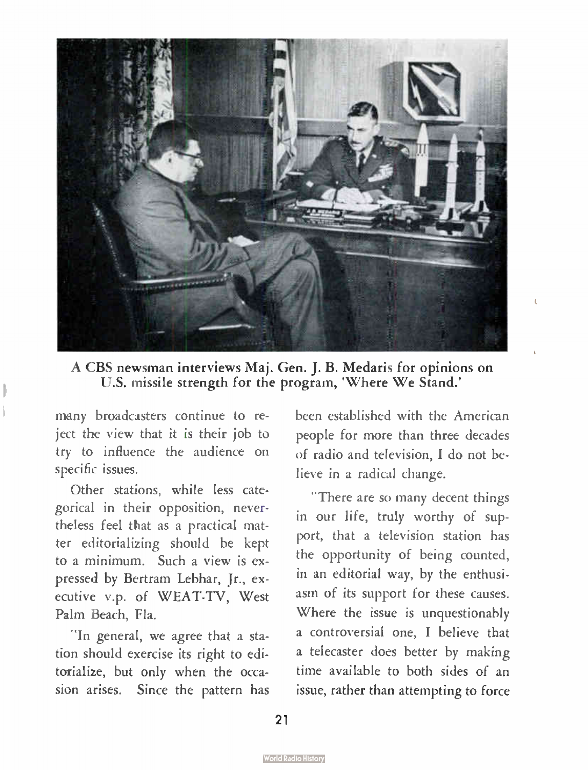A CBS newsman interviews Maj. Gen. J. B. Medaris for opinions on U.S. missile strength for the program, 'Where We Stand.'

many broadcasters continue to reject the view that it is their job to try to influence the audience on specific issues.

Other stations, while less categorical in their opposition, nevertheless feel that as a practical matter editorializing should be kept to a minimum. Such a view is expressed by Bertram Lebhar, Jr., executive v.p. of WEAT-TV, West Palm Beach, Fla.

"In general, we agree that a station should exercise its right to editorialize, but only when the occasion arises. Since the pattern has been established with the American people for more than three decades of radio and television, I do not believe in a radical change.

"There are so many decent things in our life, truly worthy of support, that a television station has the opportunity of being counted, in an editorial way, by the enthusiasm of its support for these causes. Where the issue is unquestionably a controversial one, I believe that a telecaster does better by making time available to both sides of an issue, rather than attempting to force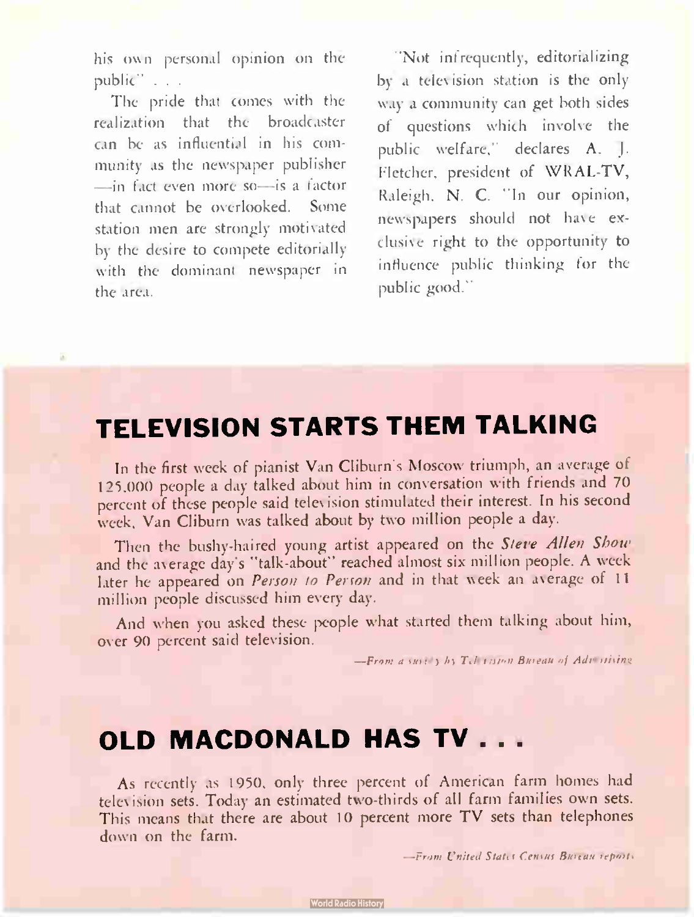his own personal opinion on the public" . . .

The pride that comes with the realization that the broadcaster can be as influential in his community as the newspaper publisher —in fact even more so—is a factor that cannot be overlooked. Some station men are strongly motivated by the desire to compete editorially with the dominant newspaper in the area.

"Not infrequently, editorializing by a television station is the only way a community can get both sides of questions which involve the public welfare," declares A. J. Fletcher, president of WRAL-TV, Raleigh, N. C. "In our opinion, newspapers should not have exclusive right to the opportunity to influence public thinking for the public good."

## TELEVISION STARTS THEM TALKING

In the first week of pianist Van Cliburn's Moscow triumph, an average of 125,000 people a day talked about him in conversation with friends and 70 percent of these people said television stimulated their interest. In his second week, Van Cliburn was talked about by two million people a day.

Then the bushy-haired young artist appeared on the *Steve Allen Show* and the average day's "talk-about" reached almost six million people. A week later he appeared on *Person to Person* and in that week an average of 11 million people discussed him every day.

And when you asked these people what started them talking about him, over 90 percent said television.

*—From a survey by Television Bureau of Advertising*

## OLD MACDONALD HAS TV . . .

As recently as 1950, only three percent of American farm homes had television sets. Today an estimated two-thirds of all farm families own sets. This means that there are about 10 percent more TV sets than telephones down on the farm.

*—From United States Census Bureau reports*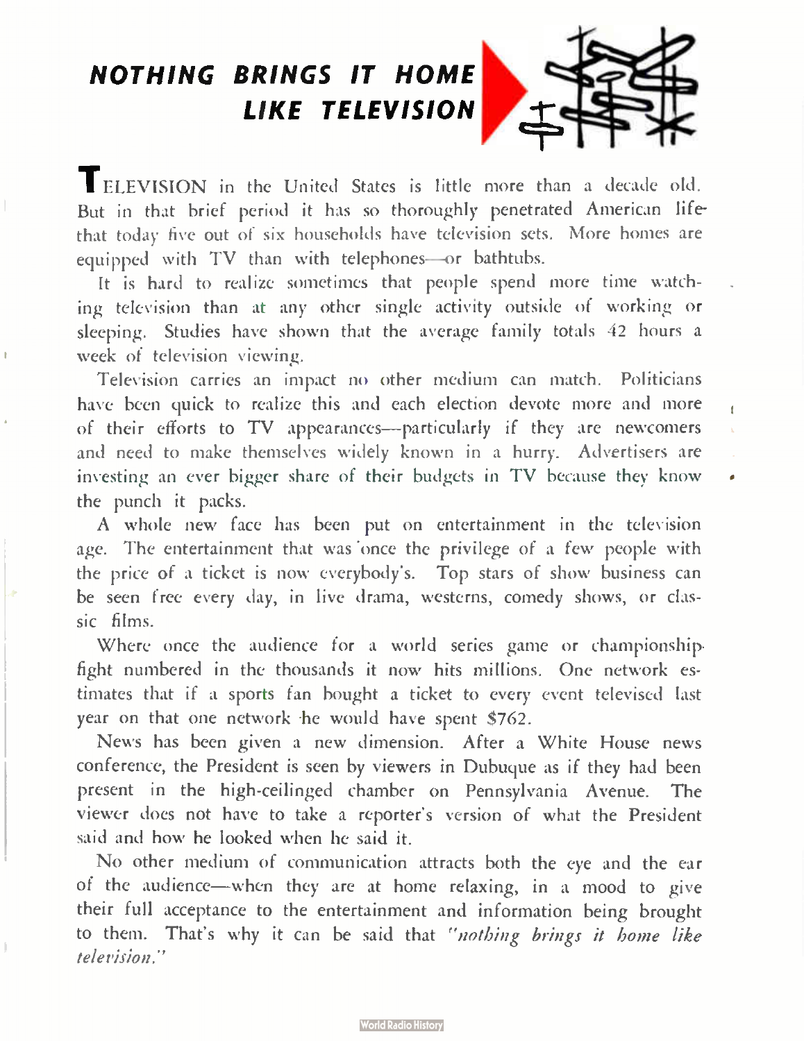# NOTHING BRINGS IT HOME LIKE TELEVISION

TELEVISION in the United States is little more than a decade old. But in that brief period it has so thoroughly penetrated American life that today five out of six households have television sets. More homes are equipped with TV than with telephones—or bathtubs.

It is hard to realize sometimes that people spend more time watching television than at any other single activity outside of working or sleeping. Studies have shown that the average family totals 42 hours a week of television viewing.

Television carries an impact no other medium can match. Politicians have been quick to realize this and each election devote more and more of their efforts to TV appearances—particularly if they are newcomers and need to make themselves widely known in a hurry. Advertisers are investing an ever bigger share of their budgets in TV because they know the punch it packs.

A whole new face has been put on entertainment in the television age. The entertainment that was once the privilege of a few people with the price of a ticket is now everybody's. Top stars of show business can be seen free every day, in live drama, westerns, comedy shows, or classic films.

Where once the audience for a world series game or championship fight numbered in the thousands it now hits millions. One network estimates that if a sports fan bought a ticket to every event televised last year on that one network he would have spent $762.

News has been given a new dimension. After a White House news conference, the President is seen by viewers in Dubuque as if they had been present in the high-ceilinged chamber on Pennsylvania Avenue. The viewer does not have to take a reporter's version of what the President said and how he looked when he said it.

No other medium of communication attracts both the eye and the ear of the audience—when they are at home relaxing, in a mood to give their full acceptance to the entertainment and information being brought to them. That's why it can be said that *"nothing brings it home like television."*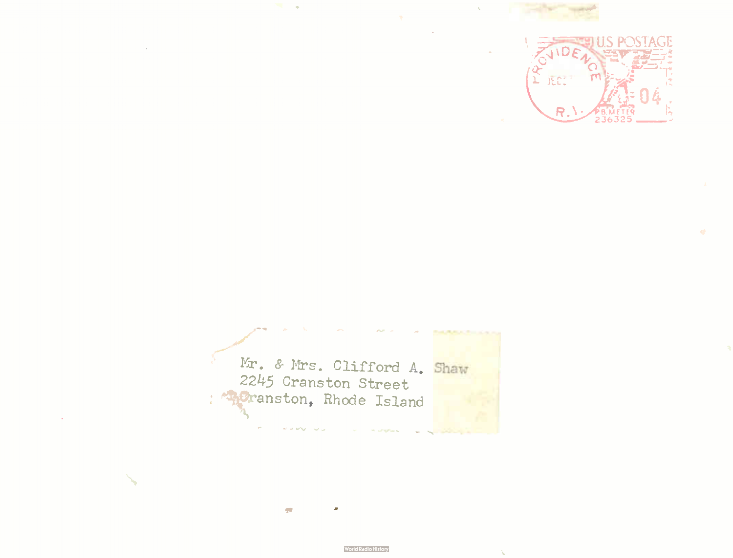US POSTAGE

PROVIDENCE
DEC
R.I.

04

P.B. METER
236325

Mr. & Mrs. Clifford A. Shaw
2245 Cranston Street
Cranston, Rhode Island